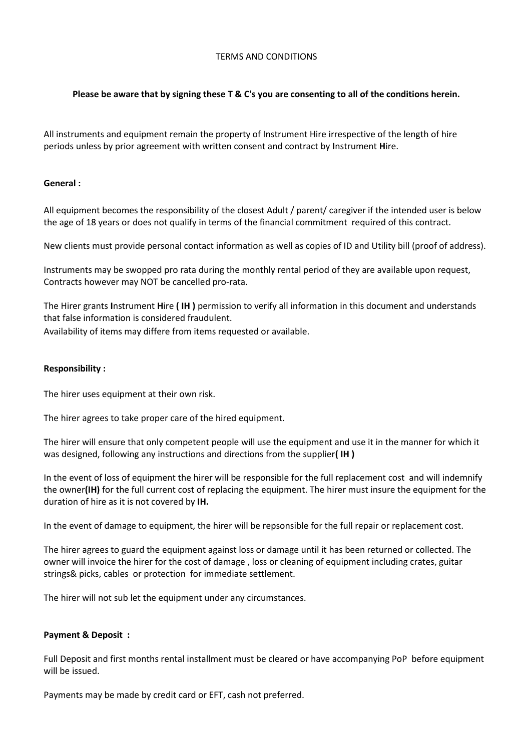TERMS AND CONDITIONS

**Please be aware that by signing these T & C's you are consenting to all of the conditions herein.**

All instruments and equipment remain the property of Instrument Hire irrespective of the length of hire periods unless by prior agreement with written consent and contract by **I**nstrument **H**ire.

**General :**

All equipment becomes the responsibility of the closest Adult / parent/ caregiver if the intended user is below the age of 18 years or does not qualify in terms of the financial commitment required of this contract.

New clients must provide personal contact information as well as copies of ID and Utility bill (proof of address).

Instruments may be swopped pro rata during the monthly rental period of they are available upon request, Contracts however may NOT be cancelled pro-rata.

The Hirer grants **I**nstrument **H**ire **( IH )** permission to verify all information in this document and understands that false information is considered fraudulent.
Availability of items may differe from items requested or available.

**Responsibility :**

The hirer uses equipment at their own risk.

The hirer agrees to take proper care of the hired equipment.

The hirer will ensure that only competent people will use the equipment and use it in the manner for which it was designed, following any instructions and directions from the supplier**( IH )**

In the event of loss of equipment the hirer will be responsible for the full replacement cost and will indemnify the owner**(IH)** for the full current cost of replacing the equipment. The hirer must insure the equipment for the duration of hire as it is not covered by **IH.**

In the event of damage to equipment, the hirer will be repsonsible for the full repair or replacement cost.

The hirer agrees to guard the equipment against loss or damage until it has been returned or collected. The owner will invoice the hirer for the cost of damage , loss or cleaning of equipment including crates, guitar strings& picks, cables or protection for immediate settlement.

The hirer will not sub let the equipment under any circumstances.

**Payment & Deposit :**

Full Deposit and first months rental installment must be cleared or have accompanying PoP before equipment will be issued.

Payments may be made by credit card or EFT, cash not preferred.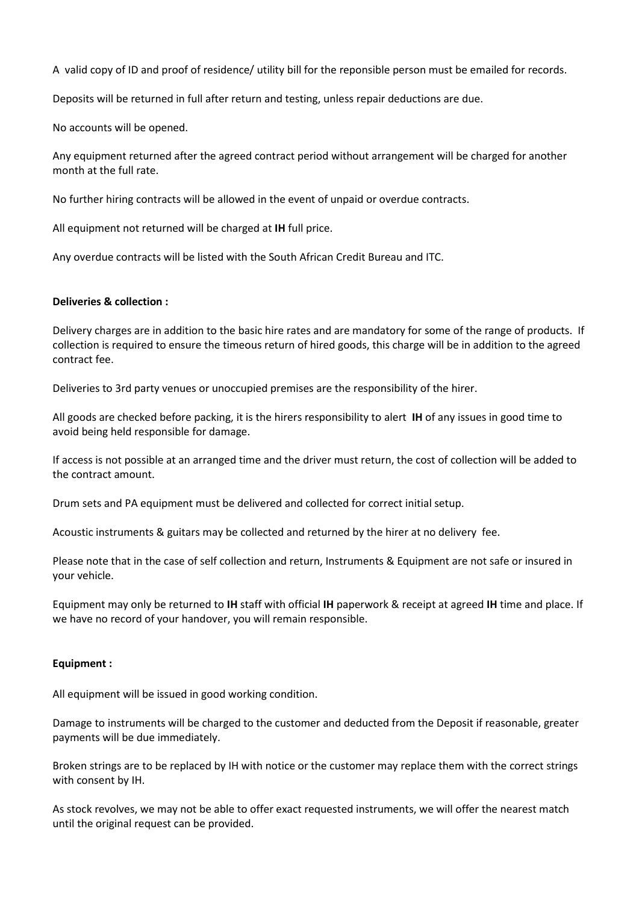A valid copy of ID and proof of residence/ utility bill for the reponsible person must be emailed for records.

Deposits will be returned in full after return and testing, unless repair deductions are due.

No accounts will be opened.

Any equipment returned after the agreed contract period without arrangement will be charged for another month at the full rate.

No further hiring contracts will be allowed in the event of unpaid or overdue contracts.

All equipment not returned will be charged at **IH** full price.

Any overdue contracts will be listed with the South African Credit Bureau and ITC.

**Deliveries & collection :**

Delivery charges are in addition to the basic hire rates and are mandatory for some of the range of products. If collection is required to ensure the timeous return of hired goods, this charge will be in addition to the agreed contract fee.

Deliveries to 3rd party venues or unoccupied premises are the responsibility of the hirer.

All goods are checked before packing, it is the hirers responsibility to alert **IH** of any issues in good time to avoid being held responsible for damage.

If access is not possible at an arranged time and the driver must return, the cost of collection will be added to the contract amount.

Drum sets and PA equipment must be delivered and collected for correct initial setup.

Acoustic instruments & guitars may be collected and returned by the hirer at no delivery fee.

Please note that in the case of self collection and return, Instruments & Equipment are not safe or insured in your vehicle.

Equipment may only be returned to **IH** staff with official **IH** paperwork & receipt at agreed **IH** time and place. If we have no record of your handover, you will remain responsible.

**Equipment :**

All equipment will be issued in good working condition.

Damage to instruments will be charged to the customer and deducted from the Deposit if reasonable, greater payments will be due immediately.

Broken strings are to be replaced by IH with notice or the customer may replace them with the correct strings with consent by IH.

As stock revolves, we may not be able to offer exact requested instruments, we will offer the nearest match until the original request can be provided.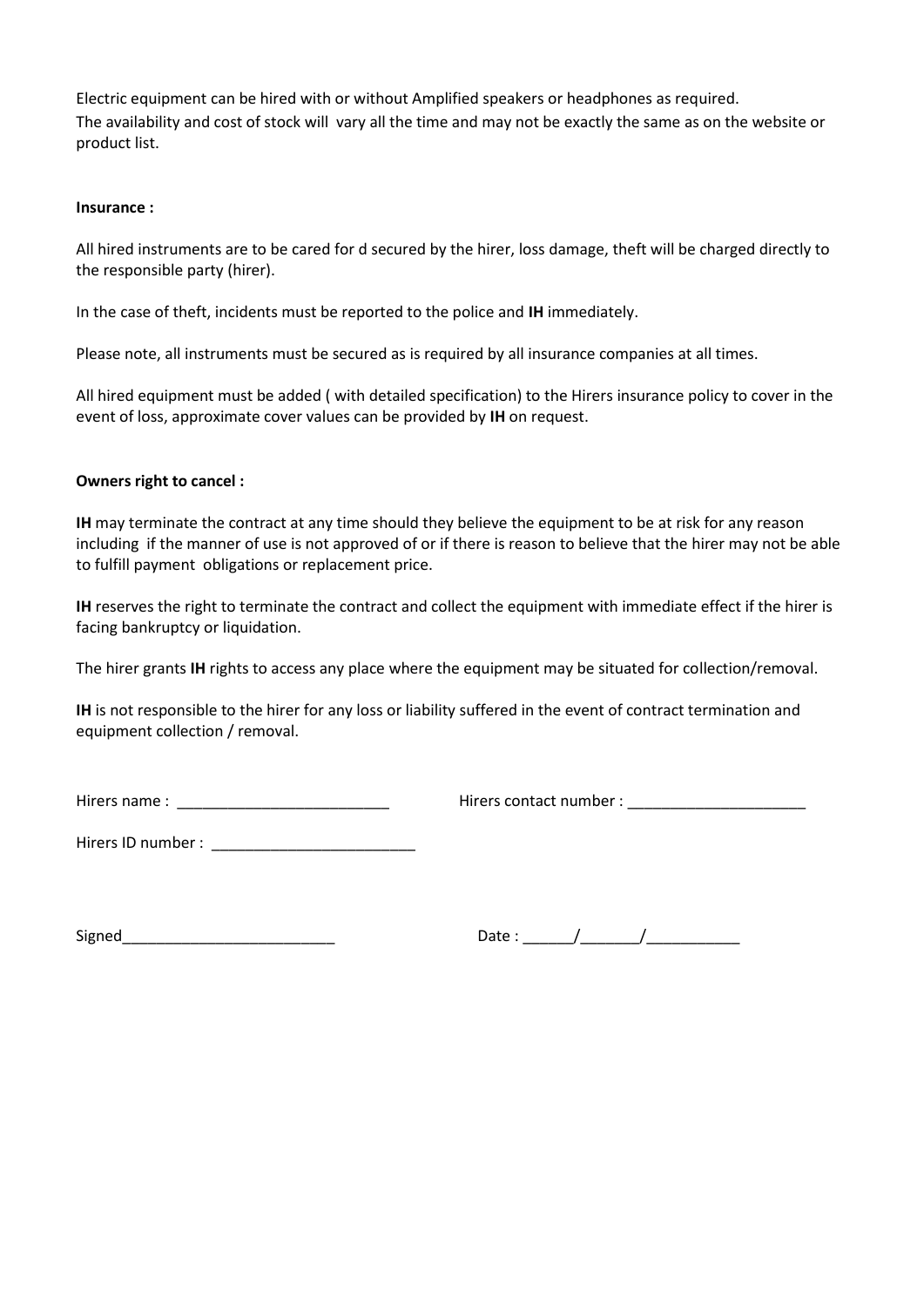Electric equipment can be hired with or without Amplified speakers or headphones as required.
The availability and cost of stock will vary all the time and may not be exactly the same as on the website or product list.

**Insurance :**

All hired instruments are to be cared for d secured by the hirer, loss damage, theft will be charged directly to the responsible party (hirer).

In the case of theft, incidents must be reported to the police and **IH** immediately.

Please note, all instruments must be secured as is required by all insurance companies at all times.

All hired equipment must be added ( with detailed specification) to the Hirers insurance policy to cover in the event of loss, approximate cover values can be provided by **IH** on request.

**Owners right to cancel :**

**IH** may terminate the contract at any time should they believe the equipment to be at risk for any reason including if the manner of use is not approved of or if there is reason to believe that the hirer may not be able to fulfill payment obligations or replacement price.

**IH** reserves the right to terminate the contract and collect the equipment with immediate effect if the hirer is facing bankruptcy or liquidation.

The hirer grants **IH** rights to access any place where the equipment may be situated for collection/removal.

**IH** is not responsible to the hirer for any loss or liability suffered in the event of contract termination and equipment collection / removal.

Hirers name : _________________________ Hirers contact number : _____________________

Hirers ID number : ________________________

Signed_________________________ Date : ______/_______/___________